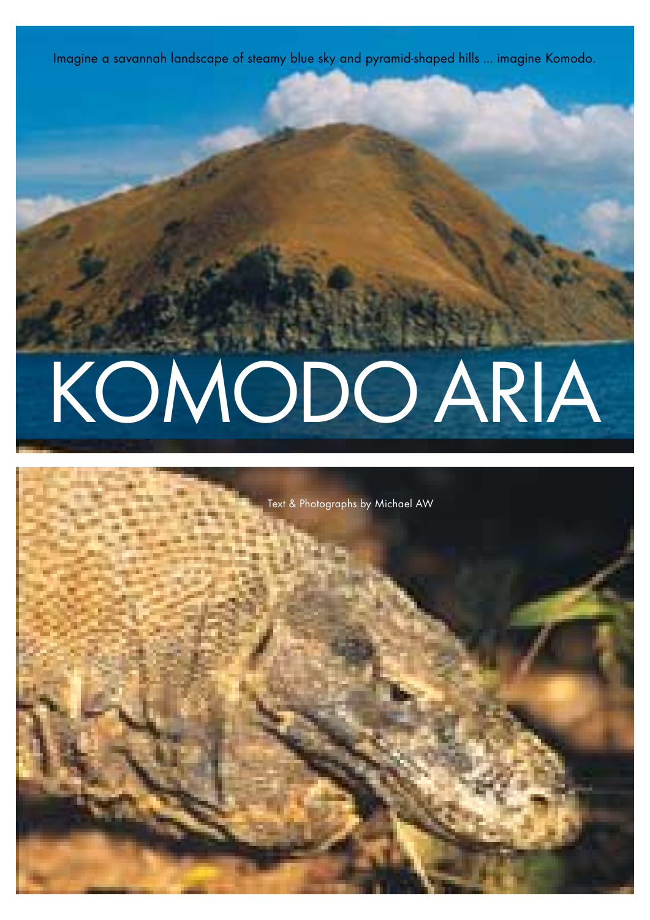Imagine a savannah landscape of steamy blue sky and pyramid-shaped hills ... imagine Komodo.

# KOMODO ARIA

Text & Photographs by Michael AW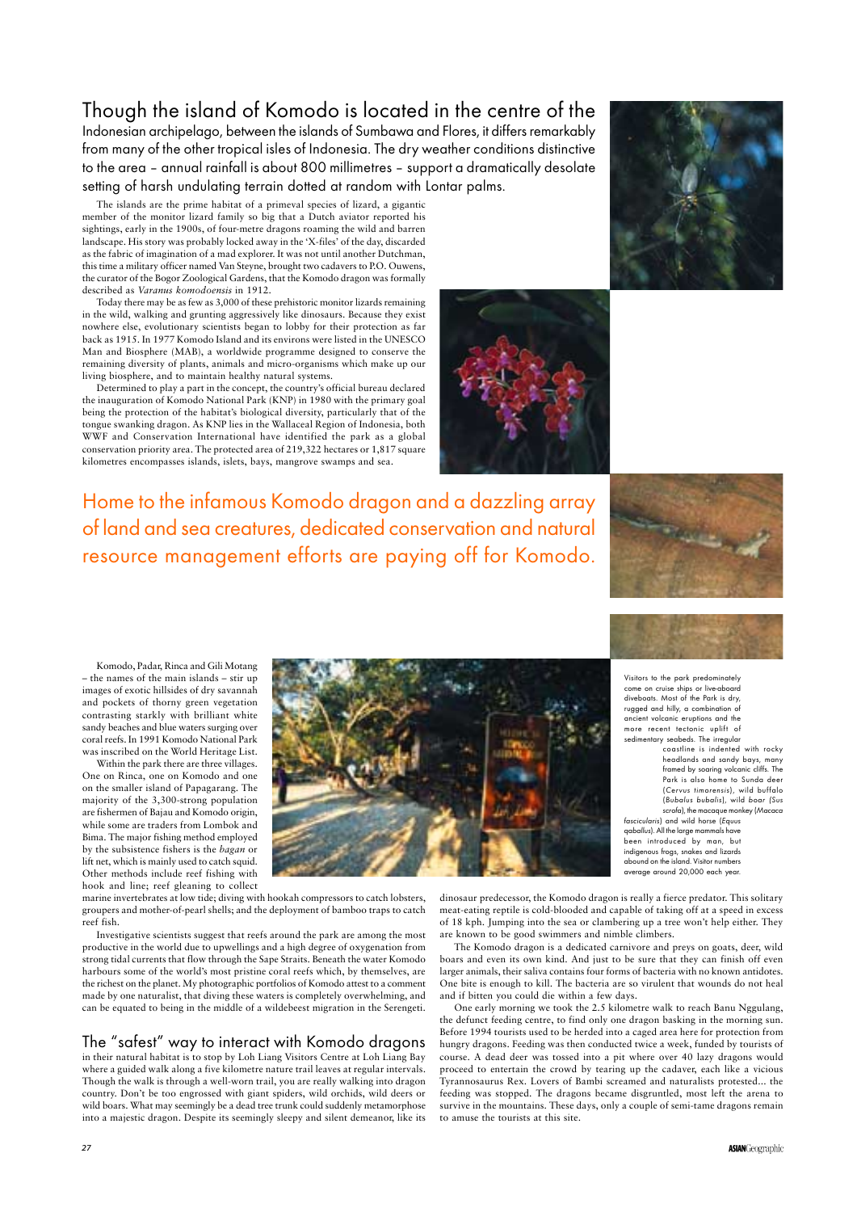# Though the island of Komodo is located in the centre of the Indonesian archipelago, between the islands of Sumbawa and Flores, it differs remarkably from many of the other tropical isles of Indonesia. The dry weather conditions distinctive to the area – annual rainfall is about 800 millimetres – support a dramatically desolate setting of harsh undulating terrain dotted at random with Lontar palms.

The islands are the prime habitat of a primeval species of lizard, a gigantic member of the monitor lizard family so big that a Dutch aviator reported his sightings, early in the 1900s, of four-metre dragons roaming the wild and barren landscape. His story was probably locked away in the 'X-files' of the day, discarded as the fabric of imagination of a mad explorer. It was not until another Dutchman, this time a military officer named Van Steyne, brought two cadavers to P.O. Ouwens, the curator of the Bogor Zoological Gardens, that the Komodo dragon was formally described as *Varanus komodoensis* in 1912.

Today there may be as few as 3,000 of these prehistoric monitor lizards remaining in the wild, walking and grunting aggressively like dinosaurs. Because they exist nowhere else, evolutionary scientists began to lobby for their protection as far back as 1915. In 1977 Komodo Island and its environs were listed in the UNESCO Man and Biosphere (MAB), a worldwide programme designed to conserve the remaining diversity of plants, animals and micro-organisms which make up our living biosphere, and to maintain healthy natural systems.

Determined to play a part in the concept, the country's official bureau declared the inauguration of Komodo National Park (KNP) in 1980 with the primary goal being the protection of the habitat's biological diversity, particularly that of the tongue swanking dragon. As KNP lies in the Wallaceal Region of Indonesia, both WWF and Conservation International have identified the park as a global conservation priority area. The protected area of 219,322 hectares or 1,817 square kilometres encompasses islands, islets, bays, mangrove swamps and sea.

## Home to the infamous Komodo dragon and a dazzling array of land and sea creatures, dedicated conservation and natural resource management efforts are paying off for Komodo.

Komodo, Padar, Rinca and Gili Motang – the names of the main islands – stir up images of exotic hillsides of dry savannah and pockets of thorny green vegetation contrasting starkly with brilliant white sandy beaches and blue waters surging over coral reefs. In 1991 Komodo National Park was inscribed on the World Heritage List.

Within the park there are three villages. One on Rinca, one on Komodo and one on the smaller island of Papagarang. The majority of the 3,300-strong population are fishermen of Bajau and Komodo origin, while some are traders from Lombok and Bima. The major fishing method employed by the subsistence fishers is the *bagan* or lift net, which is mainly used to catch squid. Other methods include reef fishing with hook and line; reef gleaning to collect marine invertebrates at low tide; diving with hookah compressors to catch lobsters, groupers and mother-of-pearl shells; and the deployment of bamboo traps to catch reef fish.

Investigative scientists suggest that reefs around the park are among the most productive in the world due to upwellings and a high degree of oxygenation from strong tidal currents that flow through the Sape Straits. Beneath the water Komodo harbours some of the world's most pristine coral reefs which, by themselves, are the richest on the planet. My photographic portfolios of Komodo attest to a comment made by one naturalist, that diving these waters is completely overwhelming, and can be equated to being in the middle of a wildebeest migration in the Serengeti.

## The "safest" way to interact with Komodo dragons

in their natural habitat is to stop by Loh Liang Visitors Centre at Loh Liang Bay where a guided walk along a five kilometre nature trail leaves at regular intervals. Though the walk is through a well-worn trail, you are really walking into dragon country. Don't be too engrossed with giant spiders, wild orchids, wild deers or wild boars. What may seemingly be a dead tree trunk could suddenly metamorphose into a majestic dragon. Despite its seemingly sleepy and silent demeanor, like its dinosaur predecessor, the Komodo dragon is really a fierce predator. This solitary meat-eating reptile is cold-blooded and capable of taking off at a speed in excess of 18 kph. Jumping into the sea or clambering up a tree won't help either. They are known to be good swimmers and nimble climbers.

The Komodo dragon is a dedicated carnivore and preys on goats, deer, wild boars and even its own kind. And just to be sure that they can finish off even larger animals, their saliva contains four forms of bacteria with no known antidotes. One bite is enough to kill. The bacteria are so virulent that wounds do not heal and if bitten you could die within a few days.

One early morning we took the 2.5 kilometre walk to reach Banu Nggulang, the defunct feeding centre, to find only one dragon basking in the morning sun. Before 1994 tourists used to be herded into a caged area here for protection from hungry dragons. Feeding was then conducted twice a week, funded by tourists of course. A dead deer was tossed into a pit where over 40 lazy dragons would proceed to entertain the crowd by tearing up the cadaver, each like a vicious Tyrannosaurus Rex. Lovers of Bambi screamed and naturalists protested... the feeding was stopped. The dragons became disgruntled, most left the arena to survive in the mountains. These days, only a couple of semi-tame dragons remain to amuse the tourists at this site.

Visitors to the park predominately come on cruise ships or live-aboard diveboats. Most of the Park is dry, rugged and hilly, a combination of ancient volcanic eruptions and the more recent tectonic uplift of sedimentary seabeds. The irregular coastline is indented with rocky headlands and sandy bays, many framed by soaring volcanic cliffs. The Park is also home to Sunda deer (*Cervus timorensis*), wild buffalo (*Bubalus bubalis*), wild boar (*Sus scrofa*), the macaque monkey (*Macaca fascicularis*) and wild horse (*Equus qaballus*). All the large mammals have been introduced by man, but indigenous frogs, snakes and lizards abound on the island. Visitor numbers average around 20,000 each year.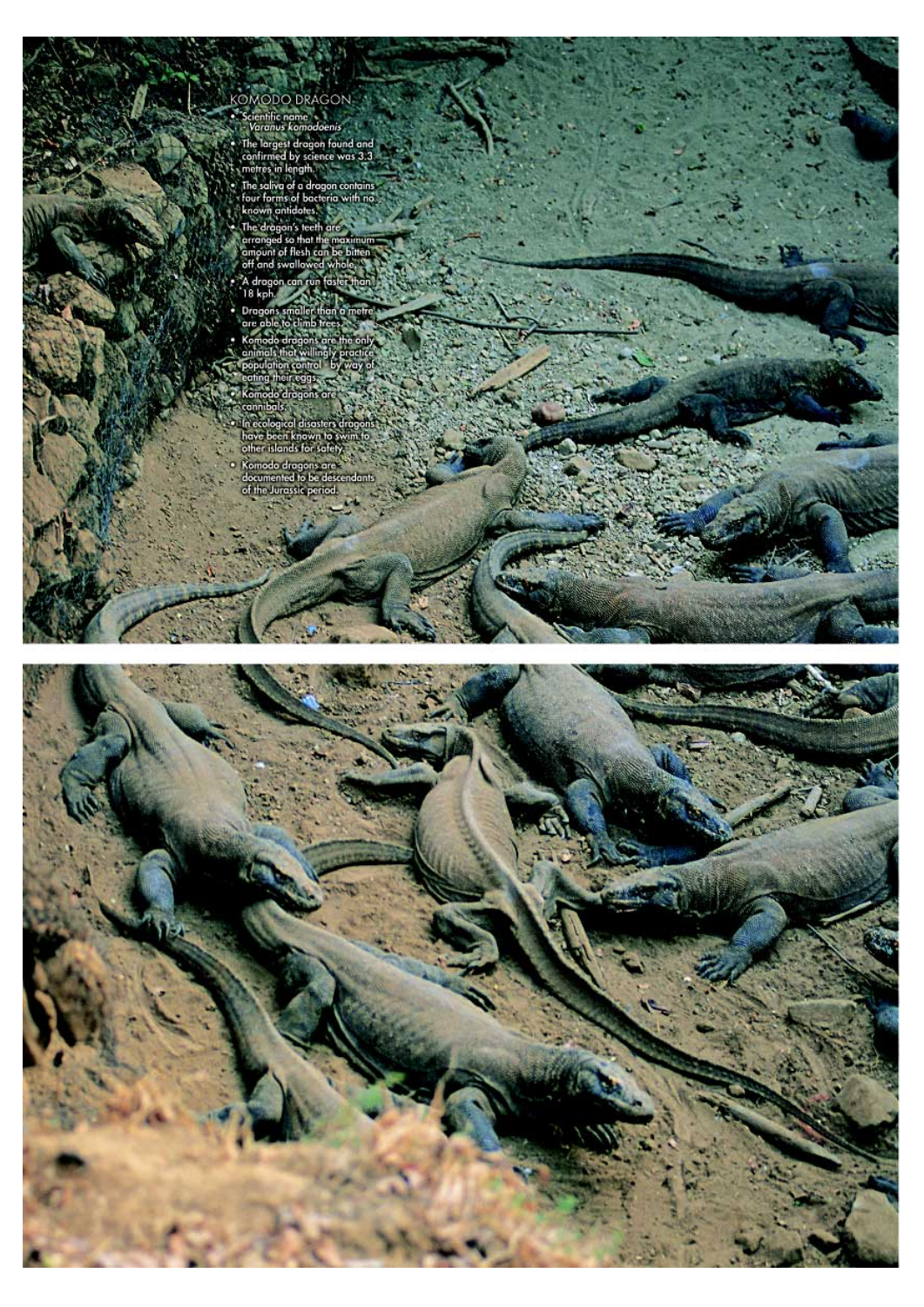## KOMODO DRAGON

- Scientific name – *Varanus komodoenis*
- The largest dragon found and confirmed by science was 3.3 metres in length.
- The saliva of a dragon contains four forms of bacteria with no known antidotes.
- The dragon's teeth are arranged so that the maximum amount of flesh can be bitten off and swallowed whole.
- A dragon can run faster than 18 kph.
- Dragons smaller than a metre are able to climb trees.
- Komodo dragons are the only animals that willingly practice population control - by way of eating their eggs.
- Komodo dragons are cannibals.
- In ecological disasters dragons have been known to swim to other islands for safety.
- Komodo dragons are documented to be descendants of the Jurassic period.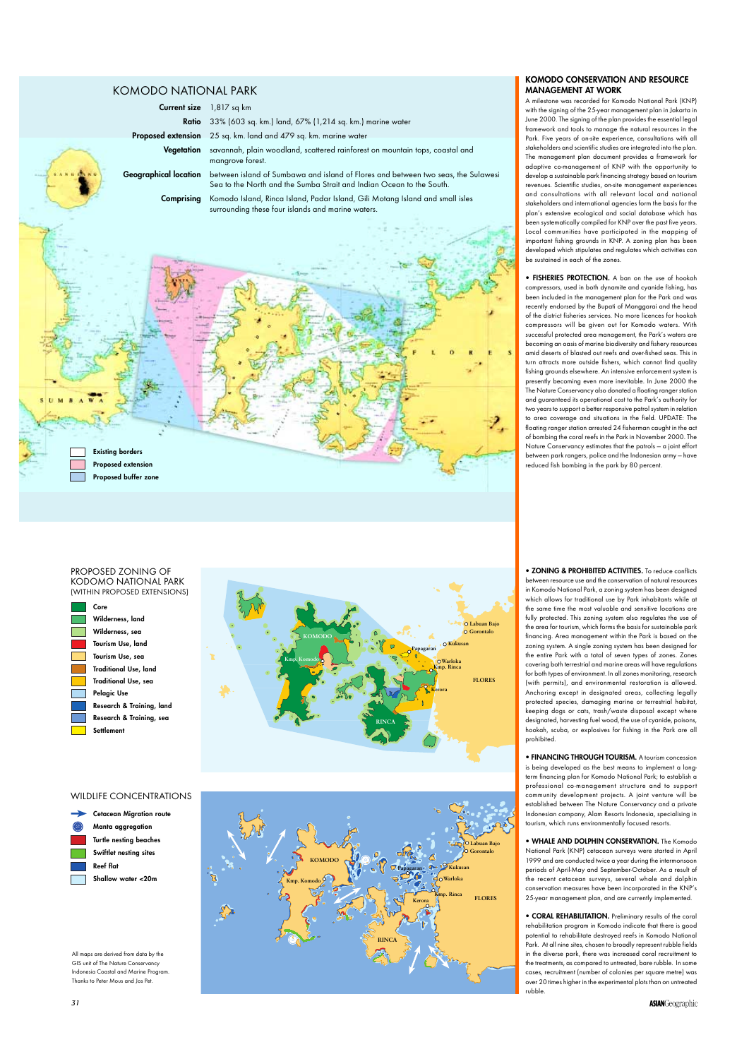# KOMODO NATIONAL PARK

| | |
|---|---|
| **Current size** | 1,817 sq km |
| **Ratio** | 33% (603 sq. km.) land, 67% (1,214 sq. km.) marine water |
| **Proposed extension** | 25 sq. km. land and 479 sq. km. marine water |
| **Vegetation** | savannah, plain woodland, scattered rainforest on mountain tops, coastal and mangrove forest. |
| **Geographical location** | between island of Sumbawa and island of Flores and between two seas, the Sulawesi Sea to the North and the Sumba Strait and Indian Ocean to the South. |
| **Comprising** | Komodo Island, Rinca Island, Padar Island, Gili Motang Island and small isles surrounding these four islands and marine waters. |

Existing borders
Proposed extension
Proposed buffer zone

## PROPOSED ZONING OF KODOMO NATIONAL PARK (WITHIN PROPOSED EXTENSIONS)

- Core
- Wilderness, land
- Wilderness, sea
- Tourism Use, land
- Tourism Use, sea
- Traditional Use, land
- Traditional Use, sea
- Pelagic Use
- Research & Training, land
- Research & Training, sea
- Settlement

## WILDLIFE CONCENTRATIONS

- Cetacean Migration route
- Manta aggregation
- Turtle nesting beaches
- Swiftlet nesting sites
- Reef flat
- Shallow water <20m

All maps are derived from data by the GIS unit of The Nature Conservancy Indonesia Coastal and Marine Program. Thanks to Peter Mous and Jos Pet.

## KOMODO CONSERVATION AND RESOURCE MANAGEMENT AT WORK

A milestone was recorded for Komodo National Park (KNP) with the signing of the 25-year management plan in Jakarta in June 2000. The signing of the plan provides the essential legal framework and tools to manage the natural resources in the Park. Five years of on-site experience, consultations with all stakeholders and scientific studies are integrated into the plan. The management plan document provides a framework for adaptive co-management of KNP with the opportunity to develop a sustainable park financing strategy based on tourism revenues. Scientific studies, on-site management experiences and consultations with all relevant local and national stakeholders and international agencies form the basis for the plan's extensive ecological and social database which has been systematically compiled for KNP over the past five years. Local communities have participated in the mapping of important fishing grounds in KNP. A zoning plan has been developed which stipulates and regulates which activities can be sustained in each of the zones.

• **FISHERIES PROTECTION.** A ban on the use of hookah compressors, used in both dynamite and cyanide fishing, has been included in the management plan for the Park and was recently endorsed by the Bupati of Manggarai and the head of the district fisheries services. No more licences for hookah compressors will be given out for Komodo waters. With successful protected area management, the Park's waters are becoming an oasis of marine biodiversity and fishery resources amid deserts of blasted out reefs and over-fished seas. This in turn attracts more outside fishers, which cannot find quality fishing grounds elsewhere. An intensive enforcement system is presently becoming even more inevitable. In June 2000 the The Nature Conservancy also donated a floating ranger station and guaranteed its operational cost to the Park's authority for two years to support a better responsive patrol system in relation to area coverage and situations in the field. UPDATE: The floating ranger station arrested 24 fisherman caught in the act of bombing the coral reefs in the Park in November 2000. The Nature Conservancy estimates that the patrols – a joint effort between park rangers, police and the Indonesian army – have reduced fish bombing in the park by 80 percent.

• **ZONING & PROHIBITED ACTIVITIES.** To reduce conflicts between resource use and the conservation of natural resources in Komodo National Park, a zoning system has been designed which allows for traditional use by Park inhabitants while at the same time the most valuable and sensitive locations are fully protected. This zoning system also regulates the use of the area for tourism, which forms the basis for sustainable park financing. Area management within the Park is based on the zoning system. A single zoning system has been designed for the entire Park with a total of seven types of zones. Zones covering both terrestrial and marine areas will have regulations for both types of environment. In all zones monitoring, research (with permits), and environmental restoration is allowed. Anchoring except in designated areas, collecting legally protected species, damaging marine or terrestrial habitat, keeping dogs or cats, trash/waste disposal except where designated, harvesting fuel wood, the use of cyanide, poisons, hookah, scuba, or explosives for fishing in the Park are all prohibited.

• **FINANCING THROUGH TOURISM.** A tourism concession is being developed as the best means to implement a long-term financing plan for Komodo National Park; to establish a professional co-management structure and to support community development projects. A joint venture will be established between The Nature Conservancy and a private Indonesian company, Alam Resorts Indonesia, specialising in tourism, which runs environmentally focused resorts.

• **WHALE AND DOLPHIN CONSERVATION.** The Komodo National Park (KNP) cetacean surveys were started in April 1999 and are conducted twice a year during the intermonsoon periods of April-May and September-October. As a result of the recent cetacean surveys, several whale and dolphin conservation measures have been incorporated in the KNP's 25-year management plan, and are currently implemented.

• **CORAL REHABILITATION.** Preliminary results of the coral rehabilitation program in Komodo indicate that there is good potential to rehabilitate destroyed reefs in Komodo National Park. At all nine sites, chosen to broadly represent rubble fields in the diverse park, there was increased coral recruitment to the treatments, as compared to untreated, bare rubble. In some cases, recruitment (number of colonies per square metre) was over 20 times higher in the experimental plots than on untreated rubble.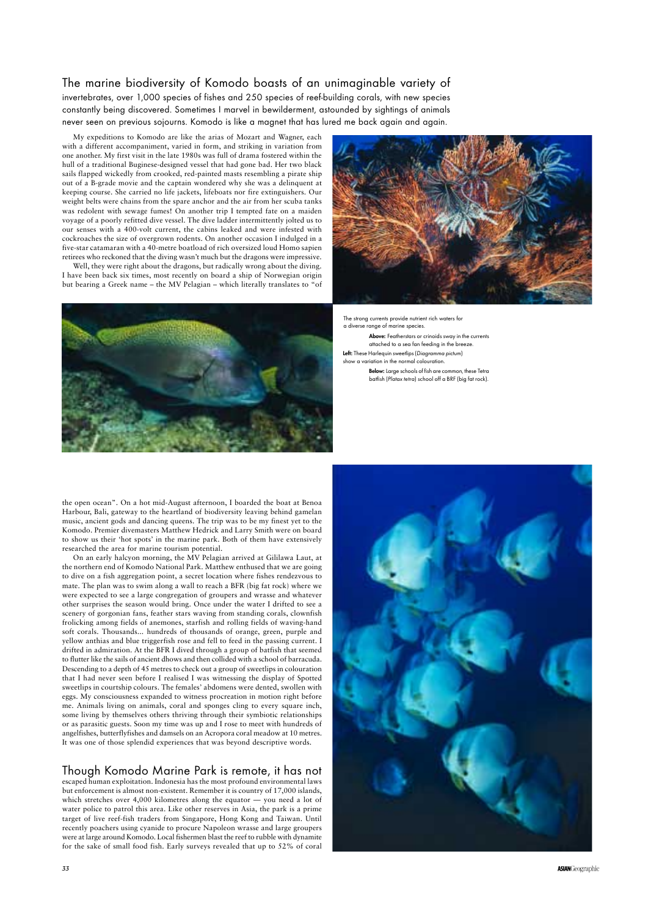## The marine biodiversity of Komodo boasts of an unimaginable variety of

invertebrates, over 1,000 species of fishes and 250 species of reef-building corals, with new species constantly being discovered. Sometimes I marvel in bewilderment, astounded by sightings of animals never seen on previous sojourns. Komodo is like a magnet that has lured me back again and again.

My expeditions to Komodo are like the arias of Mozart and Wagner, each with a different accompaniment, varied in form, and striking in variation from one another. My first visit in the late 1980s was full of drama fostered within the hull of a traditional Buginese-designed vessel that had gone bad. Her two black sails flapped wickedly from crooked, red-painted masts resembling a pirate ship out of a B-grade movie and the captain wondered why she was a delinquent at keeping course. She carried no life jackets, lifeboats nor fire extinguishers. Our weight belts were chains from the spare anchor and the air from her scuba tanks was redolent with sewage fumes! On another trip I tempted fate on a maiden voyage of a poorly refitted dive vessel. The dive ladder intermittently jolted us to our senses with a 400-volt current, the cabins leaked and were infested with cockroaches the size of overgrown rodents. On another occasion I indulged in a five-star catamaran with a 40-metre boatload of rich oversized loud Homo sapien retirees who reckoned that the diving wasn't much but the dragons were impressive.

Well, they were right about the dragons, but radically wrong about the diving. I have been back six times, most recently on board a ship of Norwegian origin but bearing a Greek name – the MV Pelagian – which literally translates to "of the open ocean". On a hot mid-August afternoon, I boarded the boat at Benoa Harbour, Bali, gateway to the heartland of biodiversity leaving behind gamelan music, ancient gods and dancing queens. The trip was to be my finest yet to the Komodo. Premier divemasters Matthew Hedrick and Larry Smith were on board to show us their 'hot spots' in the marine park. Both of them have extensively researched the area for marine tourism potential.

On an early halcyon morning, the MV Pelagian arrived at Gililawa Laut, at the northern end of Komodo National Park. Matthew enthused that we are going to dive on a fish aggregation point, a secret location where fishes rendezvous to mate. The plan was to swim along a wall to reach a BFR (big fat rock) where we were expected to see a large congregation of groupers and wrasse and whatever other surprises the season would bring. Once under the water I drifted to see a scenery of gorgonian fans, feather stars waving from standing corals, clownfish frolicking among fields of anemones, starfish and rolling fields of waving-hand soft corals. Thousands... hundreds of thousands of orange, green, purple and yellow anthias and blue triggerfish rose and fell to feed in the passing current. I drifted in admiration. At the BFR I dived through a group of batfish that seemed to flutter like the sails of ancient dhows and then collided with a school of barracuda. Descending to a depth of 45 metres to check out a group of sweetlips in colouration that I had never seen before I realised I was witnessing the display of Spotted sweetlips in courtship colours. The females' abdomens were dented, swollen with eggs. My consciousness expanded to witness procreation in motion right before me. Animals living on animals, coral and sponges cling to every square inch, some living by themselves others thriving through their symbiotic relationships or as parasitic guests. Soon my time was up and I rose to meet with hundreds of angelfishes, butterflyfishes and damsels on an Acropora coral meadow at 10 metres. It was one of those splendid experiences that was beyond descriptive words.

The strong currents provide nutrient rich waters for a diverse range of marine species.

**Above:** Featherstars or crinoids sway in the currents attached to a sea fan feeding in the breeze.

**Left:** These Harlequin sweetlips (*Diagramma pictum*) show a variation in the normal colouration.

**Below:** Large schools of fish are common, these Tetra batfish (*Platax tetra*) school off a BRF (big fat rock).

## Though Komodo Marine Park is remote, it has not

escaped human exploitation. Indonesia has the most profound environmental laws but enforcement is almost non-existent. Remember it is country of 17,000 islands, which stretches over 4,000 kilometres along the equator — you need a lot of water police to patrol this area. Like other reserves in Asia, the park is a prime target of live reef-fish traders from Singapore, Hong Kong and Taiwan. Until recently poachers using cyanide to procure Napoleon wrasse and large groupers were at large around Komodo. Local fishermen blast the reef to rubble with dynamite for the sake of small food fish. Early surveys revealed that up to 52% of coral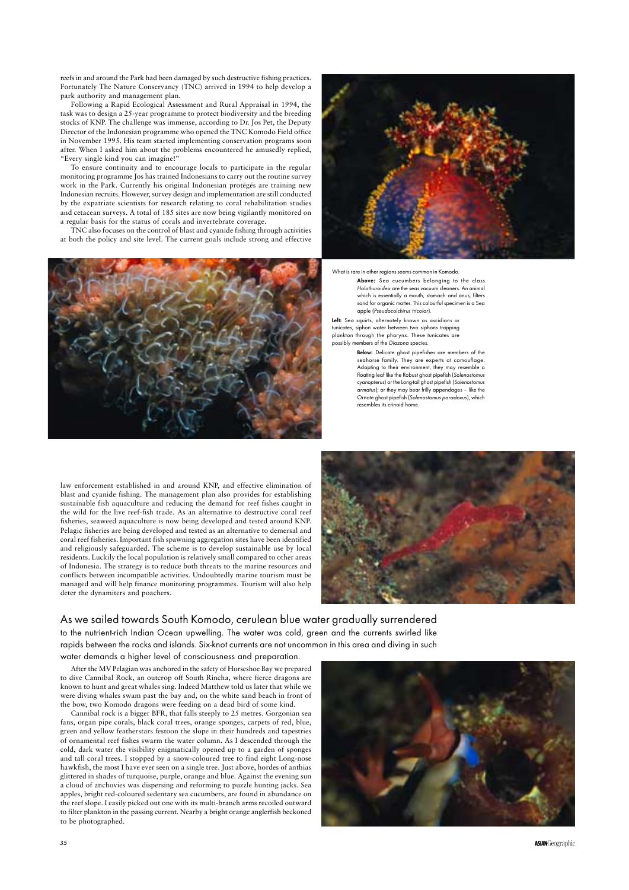reefs in and around the Park had been damaged by such destructive fishing practices. Fortunately The Nature Conservancy (TNC) arrived in 1994 to help develop a park authority and management plan.

Following a Rapid Ecological Assessment and Rural Appraisal in 1994, the task was to design a 25-year programme to protect biodiversity and the breeding stocks of KNP. The challenge was immense, according to Dr. Jos Pet, the Deputy Director of the Indonesian programme who opened the TNC Komodo Field office in November 1995. His team started implementing conservation programs soon after. When I asked him about the problems encountered he amusedly replied, "Every single kind you can imagine!"

To ensure continuity and to encourage locals to participate in the regular monitoring programme Jos has trained Indonesians to carry out the routine survey work in the Park. Currently his original Indonesian protégés are training new Indonesian recruits. However, survey design and implementation are still conducted by the expatriate scientists for research relating to coral rehabilitation studies and cetacean surveys. A total of 185 sites are now being vigilantly monitored on a regular basis for the status of corals and invertebrate coverage.

TNC also focuses on the control of blast and cyanide fishing through activities at both the policy and site level. The current goals include strong and effective law enforcement established in and around KNP, and effective elimination of blast and cyanide fishing. The management plan also provides for establishing sustainable fish aquaculture and reducing the demand for reef fishes caught in the wild for the live reef-fish trade. As an alternative to destructive coral reef fisheries, seaweed aquaculture is now being developed and tested around KNP. Pelagic fisheries are being developed and tested as an alternative to demersal and coral reef fisheries. Important fish spawning aggregation sites have been identified and religiously safeguarded. The scheme is to develop sustainable use by local residents. Luckily the local population is relatively small compared to other areas of Indonesia. The strategy is to reduce both threats to the marine resources and conflicts between incompatible activities. Undoubtedly marine tourism must be managed and will help finance monitoring programmes. Tourism will also help deter the dynamiters and poachers.

What is rare in other regions seems common in Komodo.

**Above:** Sea cucumbers belonging to the class *Holothuroidea* are the seas vacuum cleaners. An animal which is essentially a mouth, stomach and anus, filters sand for organic matter. This colourful specimen is a Sea apple (*Pseudocolchirus tricolor*).

**Left:** Sea squirts, alternately known as ascidians or tunicates, siphon water between two siphons trapping plankton through the pharynx. These tunicates are possibly members of the *Diazona* species.

**Below:** Delicate ghost pipefishes are members of the seahorse family. They are experts at camouflage. Adapting to their environment, they may resemble a floating leaf like the Robust ghost pipefish (*Solenostomus cyanopterus*) or the Long-tail ghost pipefish (*Solenostomus armatus*); or they may bear frilly appendages – like the Ornate ghost pipefish (*Solenostomus paradoxus*), which resembles its crinoid home.

As we sailed towards South Komodo, cerulean blue water gradually surrendered to the nutrient-rich Indian Ocean upwelling. The water was cold, green and the currents swirled like rapids between the rocks and islands. Six-knot currents are not uncommon in this area and diving in such water demands a higher level of consciousness and preparation.

After the MV Pelagian was anchored in the safety of Horseshoe Bay we prepared to dive Cannibal Rock, an outcrop off South Rincha, where fierce dragons are known to hunt and great whales sing. Indeed Matthew told us later that while we were diving whales swam past the bay and, on the white sand beach in front of the bow, two Komodo dragons were feeding on a dead bird of some kind.

Cannibal rock is a bigger BFR, that falls steeply to 25 metres. Gorgonian sea fans, organ pipe corals, black coral trees, orange sponges, carpets of red, blue, green and yellow featherstars festoon the slope in their hundreds and tapestries of ornamental reef fishes swarm the water column. As I descended through the cold, dark water the visibility enigmatically opened up to a garden of sponges and tall coral trees. I stopped by a snow-coloured tree to find eight Long-nose hawkfish, the most I have ever seen on a single tree. Just above, hordes of anthias glittered in shades of turquoise, purple, orange and blue. Against the evening sun a cloud of anchovies was dispersing and reforming to puzzle hunting jacks. Sea apples, bright red-coloured sedentary sea cucumbers, are found in abundance on the reef slope. I easily picked out one with its multi-branch arms recoiled outward to filter plankton in the passing current. Nearby a bright orange anglerfish beckoned to be photographed.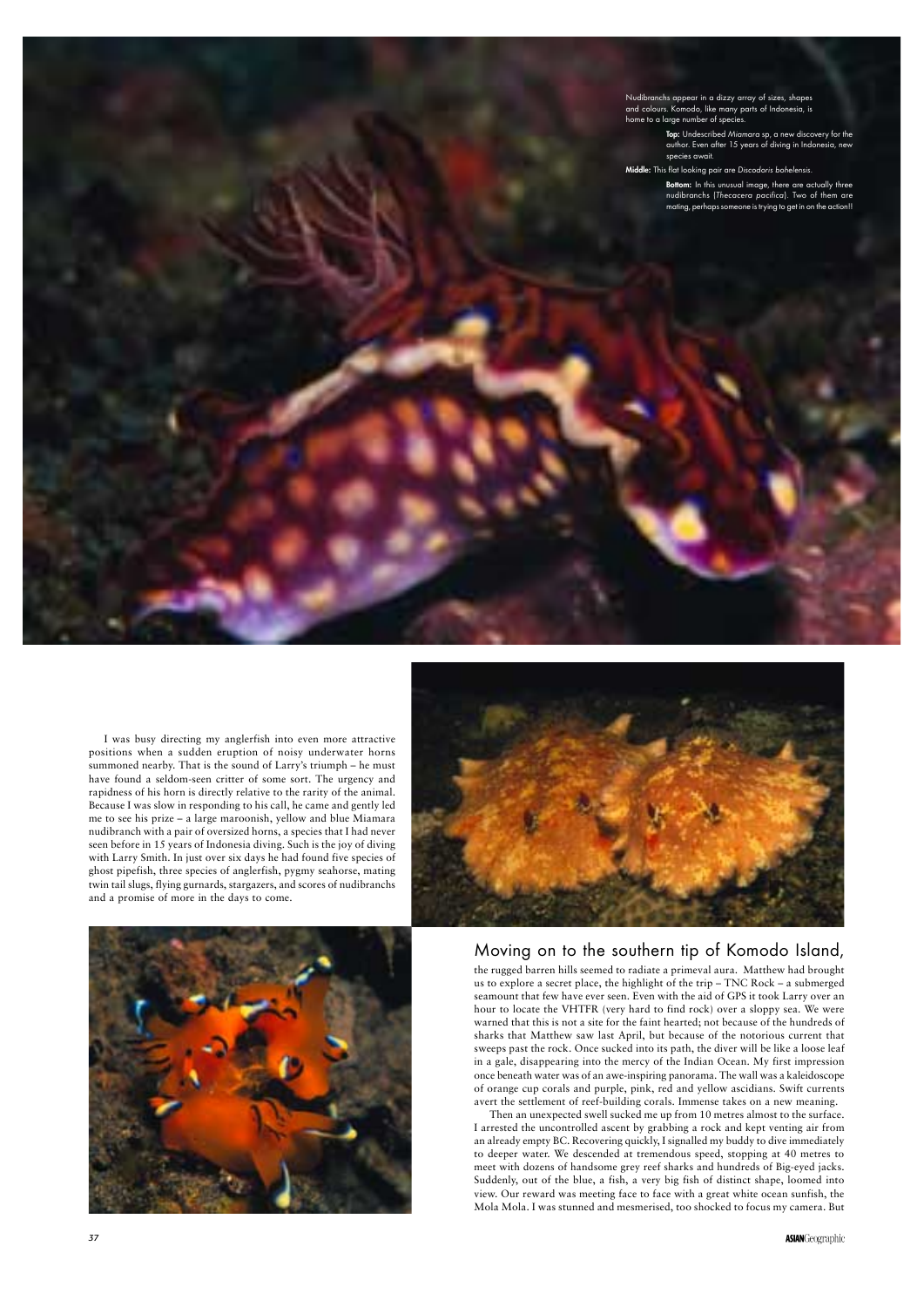Nudibranchs appear in a dizzy array of sizes, shapes and colours. Komodo, like many parts of Indonesia, is home to a large number of species.

**Top:** Undescribed *Miamara* sp, a new discovery for the author. Even after 15 years of diving in Indonesia, new species await.

**Middle:** This flat looking pair are *Discodoris boholensis*.

**Bottom:** In this unusual image, there are actually three nudibranchs (*Thecacera pacifica*). Two of them are mating, perhaps someone is trying to get in on the action!!

I was busy directing my anglerfish into even more attractive positions when a sudden eruption of noisy underwater horns summoned nearby. That is the sound of Larry's triumph – he must have found a seldom-seen critter of some sort. The urgency and rapidness of his horn is directly relative to the rarity of the animal. Because I was slow in responding to his call, he came and gently led me to see his prize – a large maroonish, yellow and blue Miamara nudibranch with a pair of oversized horns, a species that I had never seen before in 15 years of Indonesia diving. Such is the joy of diving with Larry Smith. In just over six days he had found five species of ghost pipefish, three species of anglerfish, pygmy seahorse, mating twin tail slugs, flying gurnards, stargazers, and scores of nudibranchs and a promise of more in the days to come.

## Moving on to the southern tip of Komodo Island,

the rugged barren hills seemed to radiate a primeval aura. Matthew had brought us to explore a secret place, the highlight of the trip – TNC Rock – a submerged seamount that few have ever seen. Even with the aid of GPS it took Larry over an hour to locate the VHTFR (very hard to find rock) over a sloppy sea. We were warned that this is not a site for the faint hearted; not because of the hundreds of sharks that Matthew saw last April, but because of the notorious current that sweeps past the rock. Once sucked into its path, the diver will be like a loose leaf in a gale, disappearing into the mercy of the Indian Ocean. My first impression once beneath water was of an awe-inspiring panorama. The wall was a kaleidoscope of orange cup corals and purple, pink, red and yellow ascidians. Swift currents avert the settlement of reef-building corals. Immense takes on a new meaning.

Then an unexpected swell sucked me up from 10 metres almost to the surface. I arrested the uncontrolled ascent by grabbing a rock and kept venting air from an already empty BC. Recovering quickly, I signalled my buddy to dive immediately to deeper water. We descended at tremendous speed, stopping at 40 metres to meet with dozens of handsome grey reef sharks and hundreds of Big-eyed jacks. Suddenly, out of the blue, a fish, a very big fish of distinct shape, loomed into view. Our reward was meeting face to face with a great white ocean sunfish, the Mola Mola. I was stunned and mesmerised, too shocked to focus my camera. But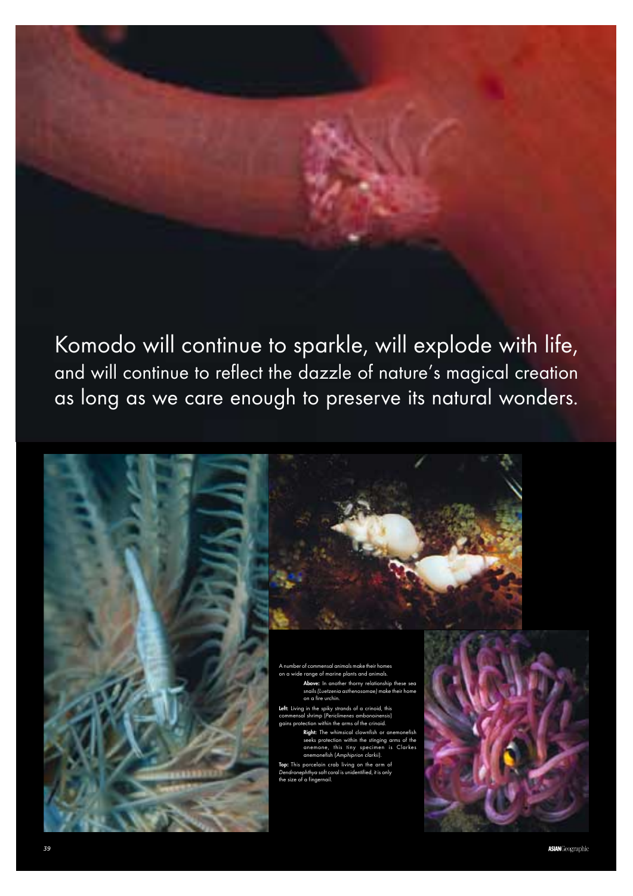Komodo will continue to sparkle, will explode with life, and will continue to reflect the dazzle of nature's magical creation as long as we care enough to preserve its natural wonders.

A number of commensal animals make their homes on a wide range of marine plants and animals.

**Above:** In another thorny relationship these sea snails (*Luetzenia asthenosomae*) make their home on a fire urchin.

**Left:** Living in the spiky strands of a crinoid, this commensal shrimp (*Periclimenes amboinensis*) gains protection within the arms of the crinoid.

**Right:** The whimsical clownfish or anemonefish seeks protection within the stinging arms of the anemone, this tiny specimen is Clarkes anemonefish (*Amphiprion clarkii*).

**Top:** This porcelain crab living on the arm of *Dendronephthya* soft coral is unidentified, it is only the size of a fingernail.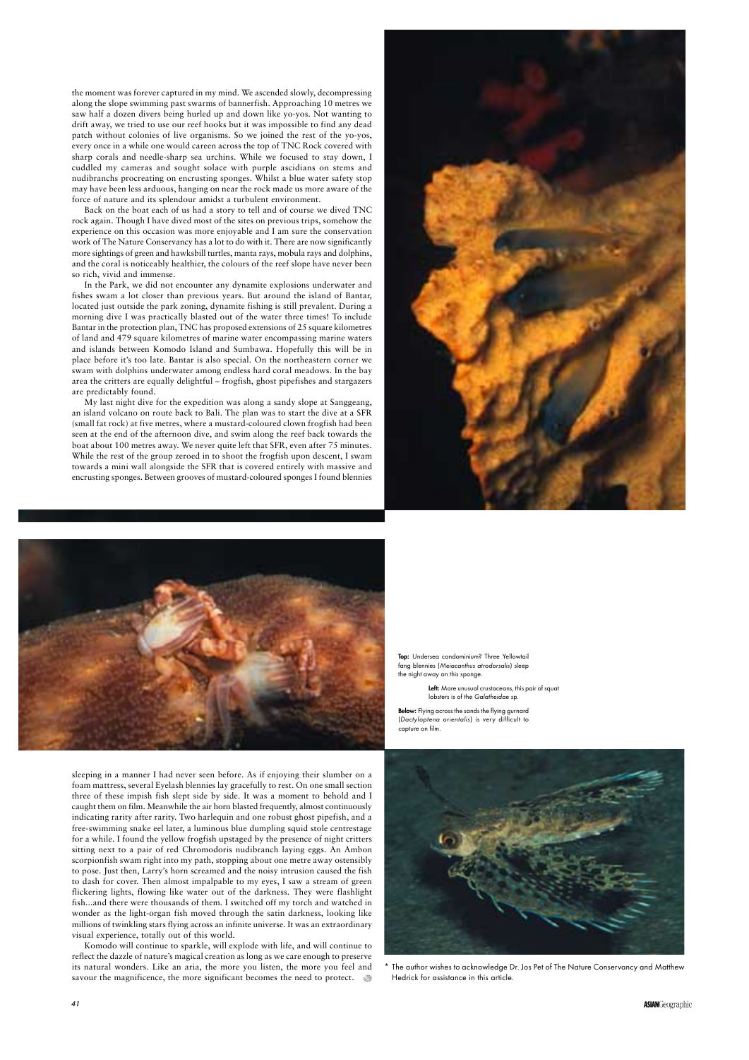the moment was forever captured in my mind. We ascended slowly, decompressing along the slope swimming past swarms of bannerfish. Approaching 10 metres we saw half a dozen divers being hurled up and down like yo-yos. Not wanting to drift away, we tried to use our reef hooks but it was impossible to find any dead patch without colonies of live organisms. So we joined the rest of the yo-yos, every once in a while one would careen across the top of TNC Rock covered with sharp corals and needle-sharp sea urchins. While we focused to stay down, I cuddled my cameras and sought solace with purple ascidians on stems and nudibranchs procreating on encrusting sponges. Whilst a blue water safety stop may have been less arduous, hanging on near the rock made us more aware of the force of nature and its splendour amidst a turbulent environment.

Back on the boat each of us had a story to tell and of course we dived TNC rock again. Though I have dived most of the sites on previous trips, somehow the experience on this occasion was more enjoyable and I am sure the conservation work of The Nature Conservancy has a lot to do with it. There are now significantly more sightings of green and hawksbill turtles, manta rays, mobula rays and dolphins, and the coral is noticeably healthier, the colours of the reef slope have never been so rich, vivid and immense.

In the Park, we did not encounter any dynamite explosions underwater and fishes swam a lot closer than previous years. But around the island of Bantar, located just outside the park zoning, dynamite fishing is still prevalent. During a morning dive I was practically blasted out of the water three times! To include Bantar in the protection plan, TNC has proposed extensions of 25 square kilometres of land and 479 square kilometres of marine water encompassing marine waters and islands between Komodo Island and Sumbawa. Hopefully this will be in place before it's too late. Bantar is also special. On the northeastern corner we swam with dolphins underwater among endless hard coral meadows. In the bay area the critters are equally delightful – frogfish, ghost pipefishes and stargazers are predictably found.

My last night dive for the expedition was along a sandy slope at Sanggeang, an island volcano on route back to Bali. The plan was to start the dive at a SFR (small fat rock) at five metres, where a mustard-coloured clown frogfish had been seen at the end of the afternoon dive, and swim along the reef back towards the boat about 100 metres away. We never quite left that SFR, even after 75 minutes. While the rest of the group zeroed in to shoot the frogfish upon descent, I swam towards a mini wall alongside the SFR that is covered entirely with massive and encrusting sponges. Between grooves of mustard-coloured sponges I found blennies sleeping in a manner I had never seen before. As if enjoying their slumber on a foam mattress, several Eyelash blennies lay gracefully to rest. On one small section three of these impish fish slept side by side. It was a moment to behold and I caught them on film. Meanwhile the air horn blasted frequently, almost continuously indicating rarity after rarity. Two harlequin and one robust ghost pipefish, and a free-swimming snake eel later, a luminous blue dumpling squid stole centrestage for a while. I found the yellow frogfish upstaged by the presence of night critters sitting next to a pair of red Chromodoris nudibranch laying eggs. An Ambon scorpionfish swam right into my path, stopping about one metre away ostensibly to pose. Just then, Larry's horn screamed and the noisy intrusion caused the fish to dash for cover. Then almost impalpable to my eyes, I saw a stream of green flickering lights, flowing like water out of the darkness. They were flashlight fish...and there were thousands of them. I switched off my torch and watched in wonder as the light-organ fish moved through the satin darkness, looking like millions of twinkling stars flying across an infinite universe. It was an extraordinary visual experience, totally out of this world.

Komodo will continue to sparkle, will explode with life, and will continue to reflect the dazzle of nature's magical creation as long as we care enough to preserve its natural wonders. Like an aria, the more you listen, the more you feel and savour the magnificence, the more significant becomes the need to protect.

**Top:** Undersea condominium? Three Yellowtail fang blennies (*Meiacanthus atrodorsalis*) sleep the night away on this sponge.

**Left:** More unusual crustaceans, this pair of squat lobsters is of the *Galatheidae* sp.

**Below:** Flying across the sands the flying gurnard (*Dactyloptena orientalis*) is very difficult to capture on film.

\* The author wishes to acknowledge Dr. Jos Pet of The Nature Conservancy and Matthew Hedrick for assistance in this article.